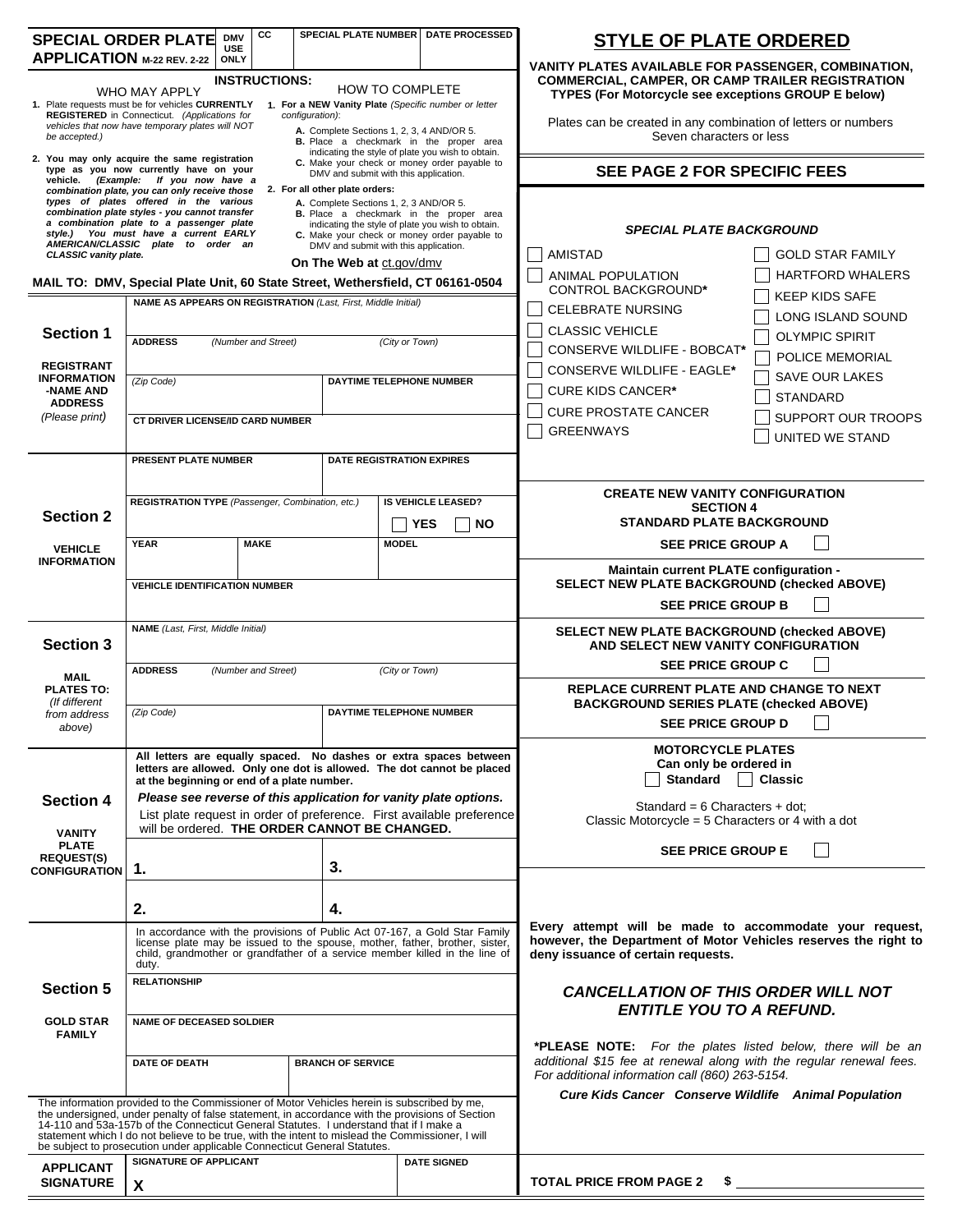# SPECIAL ORDER PLATE APPLICATION M-22 REV. 2-22

| DMV USE ONLY | CC | SPECIAL PLATE NUMBER | DATE PROCESSED |
|---|---|---|---|
| | | | |

## INSTRUCTIONS:

### WHO MAY APPLY

1. Plate requests must be for vehicles **CURRENTLY REGISTERED** in Connecticut. *(Applications for vehicles that now have temporary plates will NOT be accepted.)*
2. **You may only acquire the same registration type as you now currently have on your vehicle.** ***(Example: If you now have a combination plate, you can only receive those types of plates offered in the various combination plate styles - you cannot transfer a combination plate to a passenger plate style.) You must have a current EARLY AMERICAN/CLASSIC plate to order an CLASSIC vanity plate.***

### HOW TO COMPLETE

1. **For a NEW Vanity Plate** *(Specific number or letter configuration)*:
   - **A.** Complete Sections 1, 2, 3, 4 AND/OR 5.
   - **B.** Place a checkmark in the proper area indicating the style of plate you wish to obtain.
   - **C.** Make your check or money order payable to DMV and submit with this application.
2. **For all other plate orders:**
   - **A.** Complete Sections 1, 2, 3 AND/OR 5.
   - **B.** Place a checkmark in the proper area indicating the style of plate you wish to obtain.
   - **C.** Make your check or money order payable to DMV and submit with this application.

**On The Web at** ct.gov/dmv

**MAIL TO: DMV, Special Plate Unit, 60 State Street, Wethersfield, CT 06161-0504**

## Section 1 — REGISTRANT INFORMATION -NAME AND ADDRESS *(Please print)*

**NAME AS APPEARS ON REGISTRATION** *(Last, First, Middle Initial)*

**ADDRESS** *(Number and Street)* *(City or Town)*

*(Zip Code)* | **DAYTIME TELEPHONE NUMBER**

**CT DRIVER LICENSE/ID CARD NUMBER**

## Section 2 — VEHICLE INFORMATION

**PRESENT PLATE NUMBER** | **DATE REGISTRATION EXPIRES**

**REGISTRATION TYPE** *(Passenger, Combination, etc.)* | **IS VEHICLE LEASED?** ☐ **YES** ☐ **NO**

**YEAR** | **MAKE** | **MODEL**

**VEHICLE IDENTIFICATION NUMBER**

## Section 3 — MAIL PLATES TO: *(If different from address above)*

**NAME** *(Last, First, Middle Initial)*

**ADDRESS** *(Number and Street)* *(City or Town)*

*(Zip Code)* | **DAYTIME TELEPHONE NUMBER**

## Section 4 — VANITY PLATE REQUEST(S) CONFIGURATION

**All letters are equally spaced. No dashes or extra spaces between letters are allowed. Only one dot is allowed. The dot cannot be placed at the beginning or end of a plate number.**

***Please see reverse of this application for vanity plate options.***

List plate request in order of preference. First available preference will be ordered. **THE ORDER CANNOT BE CHANGED.**

**1.** ______ **3.** ______

**2.** ______ **4.** ______

## Section 5 — GOLD STAR FAMILY

In accordance with the provisions of Public Act 07-167, a Gold Star Family license plate may be issued to the spouse, mother, father, brother, sister, child, grandmother or grandfather of a service member killed in the line of duty.

**RELATIONSHIP**

**NAME OF DECEASED SOLDIER**

**DATE OF DEATH** | **BRANCH OF SERVICE**

The information provided to the Commissioner of Motor Vehicles herein is subscribed by me, the undersigned, under penalty of false statement, in accordance with the provisions of Section 14-110 and 53a-157b of the Connecticut General Statutes. I understand that if I make a statement which I do not believe to be true, with the intent to mislead the Commissioner, I will be subject to prosecution under applicable Connecticut General Statutes.

**APPLICANT SIGNATURE** — **SIGNATURE OF APPLICANT** **X** ______ **DATE SIGNED** ______

# STYLE OF PLATE ORDERED

**VANITY PLATES AVAILABLE FOR PASSENGER, COMBINATION, COMMERCIAL, CAMPER, OR CAMP TRAILER REGISTRATION TYPES (For Motorcycle see exceptions GROUP E below)**

Plates can be created in any combination of letters or numbers Seven characters or less

## SEE PAGE 2 FOR SPECIFIC FEES

### *SPECIAL PLATE BACKGROUND*

- ☐ AMISTAD
- ☐ ANIMAL POPULATION CONTROL BACKGROUND*
- ☐ CELEBRATE NURSING
- ☐ CLASSIC VEHICLE
- ☐ CONSERVE WILDLIFE - BOBCAT*
- ☐ CONSERVE WILDLIFE - EAGLE*
- ☐ CURE KIDS CANCER*
- ☐ CURE PROSTATE CANCER
- ☐ GREENWAYS
- ☐ GOLD STAR FAMILY
- ☐ HARTFORD WHALERS
- ☐ KEEP KIDS SAFE
- ☐ LONG ISLAND SOUND
- ☐ OLYMPIC SPIRIT
- ☐ POLICE MEMORIAL
- ☐ SAVE OUR LAKES
- ☐ STANDARD
- ☐ SUPPORT OUR TROOPS
- ☐ UNITED WE STAND

**CREATE NEW VANITY CONFIGURATION SECTION 4 STANDARD PLATE BACKGROUND**
**SEE PRICE GROUP A** ☐

**Maintain current PLATE configuration - SELECT NEW PLATE BACKGROUND (checked ABOVE)**
**SEE PRICE GROUP B** ☐

**SELECT NEW PLATE BACKGROUND (checked ABOVE) AND SELECT NEW VANITY CONFIGURATION**
**SEE PRICE GROUP C** ☐

**REPLACE CURRENT PLATE AND CHANGE TO NEXT BACKGROUND SERIES PLATE (checked ABOVE)**
**SEE PRICE GROUP D** ☐

**MOTORCYCLE PLATES Can only be ordered in** ☐ **Standard** ☐ **Classic**

Standard = 6 Characters + dot;
Classic Motorcycle = 5 Characters or 4 with a dot

**SEE PRICE GROUP E** ☐

**Every attempt will be made to accommodate your request, however, the Department of Motor Vehicles reserves the right to deny issuance of certain requests.**

***CANCELLATION OF THIS ORDER WILL NOT ENTITLE YOU TO A REFUND.***

***PLEASE NOTE:** *For the plates listed below, there will be an additional $15 fee at renewal along with the regular renewal fees. For additional information call (860) 263-5154.*

***Cure Kids Cancer Conserve Wildlife Animal Population***

**TOTAL PRICE FROM PAGE 2 $** ______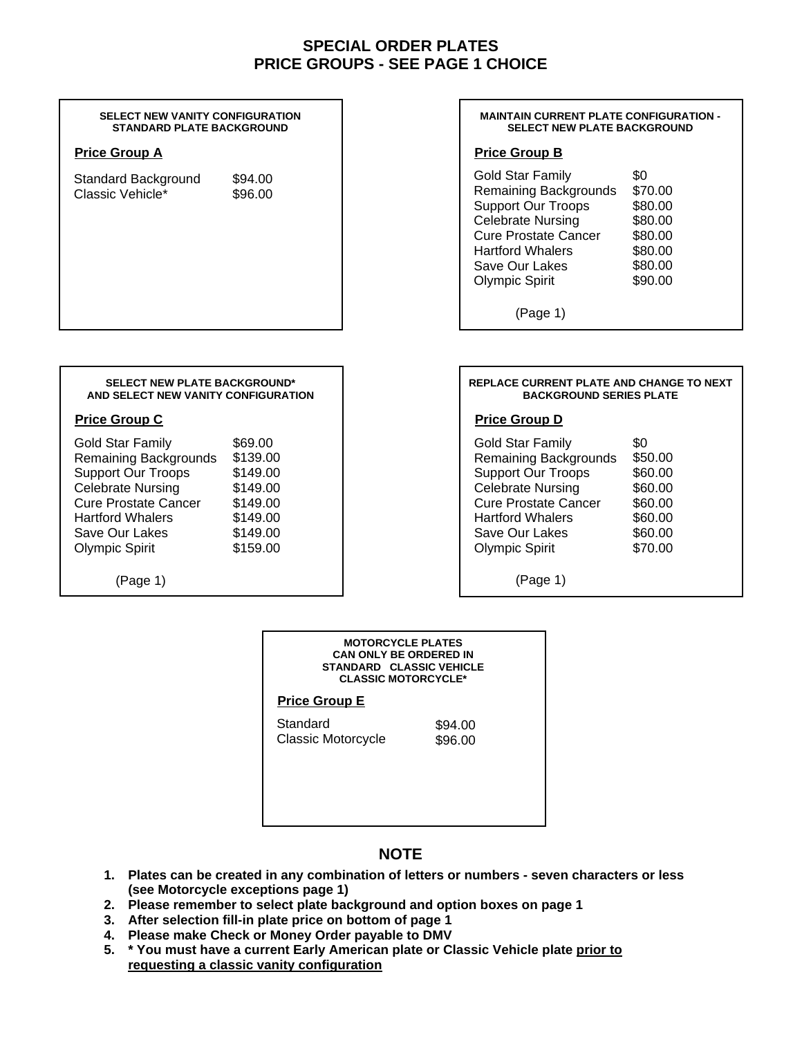# SPECIAL ORDER PLATES
## PRICE GROUPS - SEE PAGE 1 CHOICE

**SELECT NEW VANITY CONFIGURATION STANDARD PLATE BACKGROUND**

**Price Group A**

| | |
|---|---|
| Standard Background | $94.00 |
| Classic Vehicle* | $96.00 |

**MAINTAIN CURRENT PLATE CONFIGURATION - SELECT NEW PLATE BACKGROUND**

**Price Group B**

| | |
|---|---|
| Gold Star Family | $0 |
| Remaining Backgrounds | $70.00 |
| Support Our Troops | $80.00 |
| Celebrate Nursing | $80.00 |
| Cure Prostate Cancer | $80.00 |
| Hartford Whalers | $80.00 |
| Save Our Lakes | $80.00 |
| Olympic Spirit | $90.00 |

(Page 1)

**SELECT NEW PLATE BACKGROUND* AND SELECT NEW VANITY CONFIGURATION**

**Price Group C**

| | |
|---|---|
| Gold Star Family | $69.00 |
| Remaining Backgrounds | $139.00 |
| Support Our Troops | $149.00 |
| Celebrate Nursing | $149.00 |
| Cure Prostate Cancer | $149.00 |
| Hartford Whalers | $149.00 |
| Save Our Lakes | $149.00 |
| Olympic Spirit | $159.00 |

(Page 1)

**REPLACE CURRENT PLATE AND CHANGE TO NEXT BACKGROUND SERIES PLATE**

**Price Group D**

| | |
|---|---|
| Gold Star Family | $0 |
| Remaining Backgrounds | $50.00 |
| Support Our Troops | $60.00 |
| Celebrate Nursing | $60.00 |
| Cure Prostate Cancer | $60.00 |
| Hartford Whalers | $60.00 |
| Save Our Lakes | $60.00 |
| Olympic Spirit | $70.00 |

(Page 1)

**MOTORCYCLE PLATES CAN ONLY BE ORDERED IN STANDARD CLASSIC VEHICLE CLASSIC MOTORCYCLE***

**Price Group E**

| | |
|---|---|
| Standard | $94.00 |
| Classic Motorcycle | $96.00 |

## NOTE

1. **Plates can be created in any combination of letters or numbers - seven characters or less (see Motorcycle exceptions page 1)**
2. **Please remember to select plate background and option boxes on page 1**
3. **After selection fill-in plate price on bottom of page 1**
4. **Please make Check or Money Order payable to DMV**
5. **\* You must have a current Early American plate or Classic Vehicle plate <u>prior to requesting a classic vanity configuration</u>**